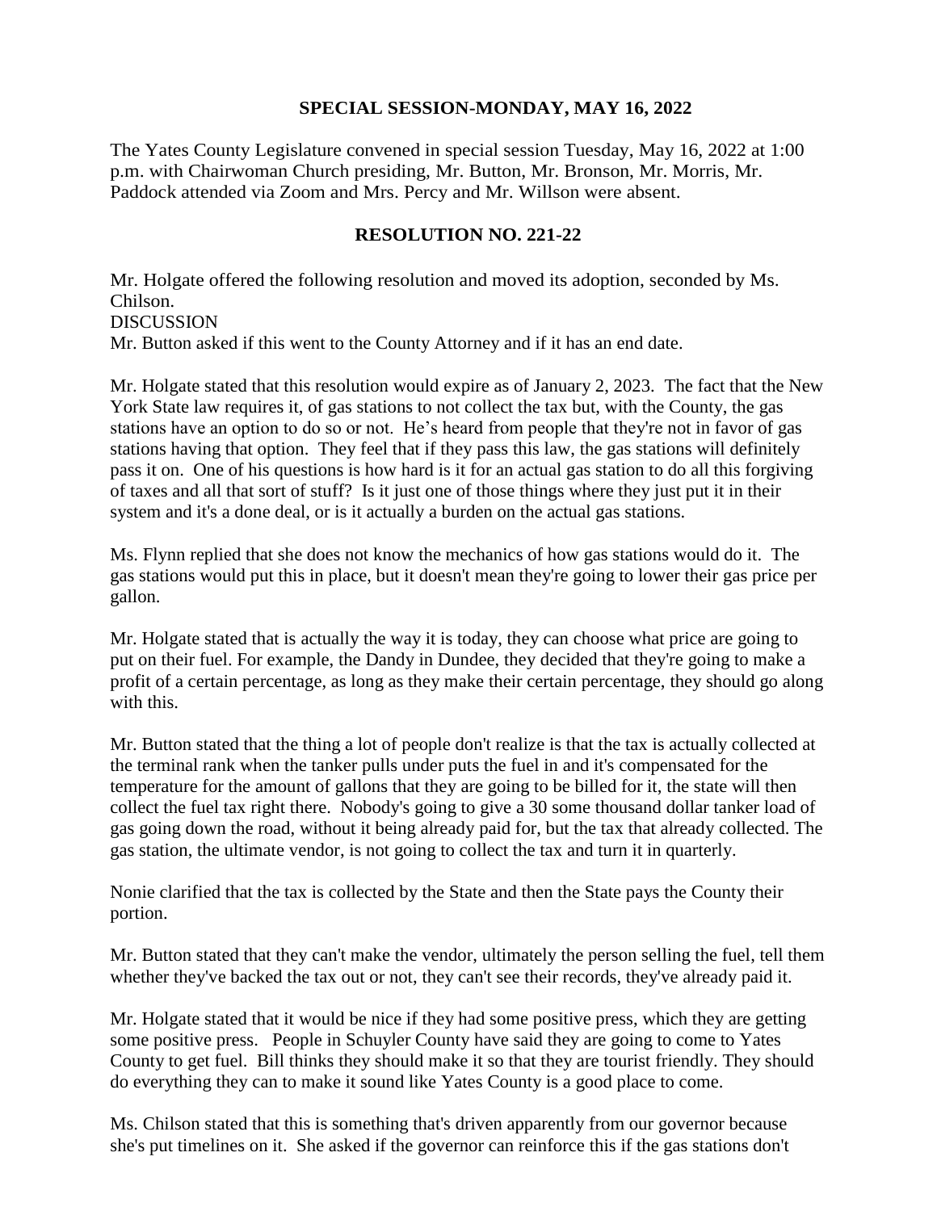## SPECIAL SESSION-MONDAY, MAY 16, 2022

The Yates County Legislature convened in special session Tuesday, May 16, 2022 at 1:00 p.m. with Chairwoman Church presiding, Mr. Button, Mr. Bronson, Mr. Morris, Mr. Paddock attended via Zoom and Mrs. Percy and Mr. Willson were absent.

## RESOLUTION NO. 221-22

Mr. Holgate offered the following resolution and moved its adoption, seconded by Ms. Chilson.

DISCUSSION

Mr. Button asked if this went to the County Attorney and if it has an end date.

Mr. Holgate stated that this resolution would expire as of January 2, 2023. The fact that the New York State law requires it, of gas stations to not collect the tax but, with the County, the gas stations have an option to do so or not. He's heard from people that they're not in favor of gas stations having that option. They feel that if they pass this law, the gas stations will definitely pass it on. One of his questions is how hard is it for an actual gas station to do all this forgiving of taxes and all that sort of stuff? Is it just one of those things where they just put it in their system and it's a done deal, or is it actually a burden on the actual gas stations.

Ms. Flynn replied that she does not know the mechanics of how gas stations would do it. The gas stations would put this in place, but it doesn't mean they're going to lower their gas price per gallon.

Mr. Holgate stated that is actually the way it is today, they can choose what price are going to put on their fuel. For example, the Dandy in Dundee, they decided that they're going to make a profit of a certain percentage, as long as they make their certain percentage, they should go along with this.

Mr. Button stated that the thing a lot of people don't realize is that the tax is actually collected at the terminal rank when the tanker pulls under puts the fuel in and it's compensated for the temperature for the amount of gallons that they are going to be billed for it, the state will then collect the fuel tax right there. Nobody's going to give a 30 some thousand dollar tanker load of gas going down the road, without it being already paid for, but the tax that already collected. The gas station, the ultimate vendor, is not going to collect the tax and turn it in quarterly.

Nonie clarified that the tax is collected by the State and then the State pays the County their portion.

Mr. Button stated that they can't make the vendor, ultimately the person selling the fuel, tell them whether they've backed the tax out or not, they can't see their records, they've already paid it.

Mr. Holgate stated that it would be nice if they had some positive press, which they are getting some positive press. People in Schuyler County have said they are going to come to Yates County to get fuel. Bill thinks they should make it so that they are tourist friendly. They should do everything they can to make it sound like Yates County is a good place to come.

Ms. Chilson stated that this is something that's driven apparently from our governor because she's put timelines on it. She asked if the governor can reinforce this if the gas stations don't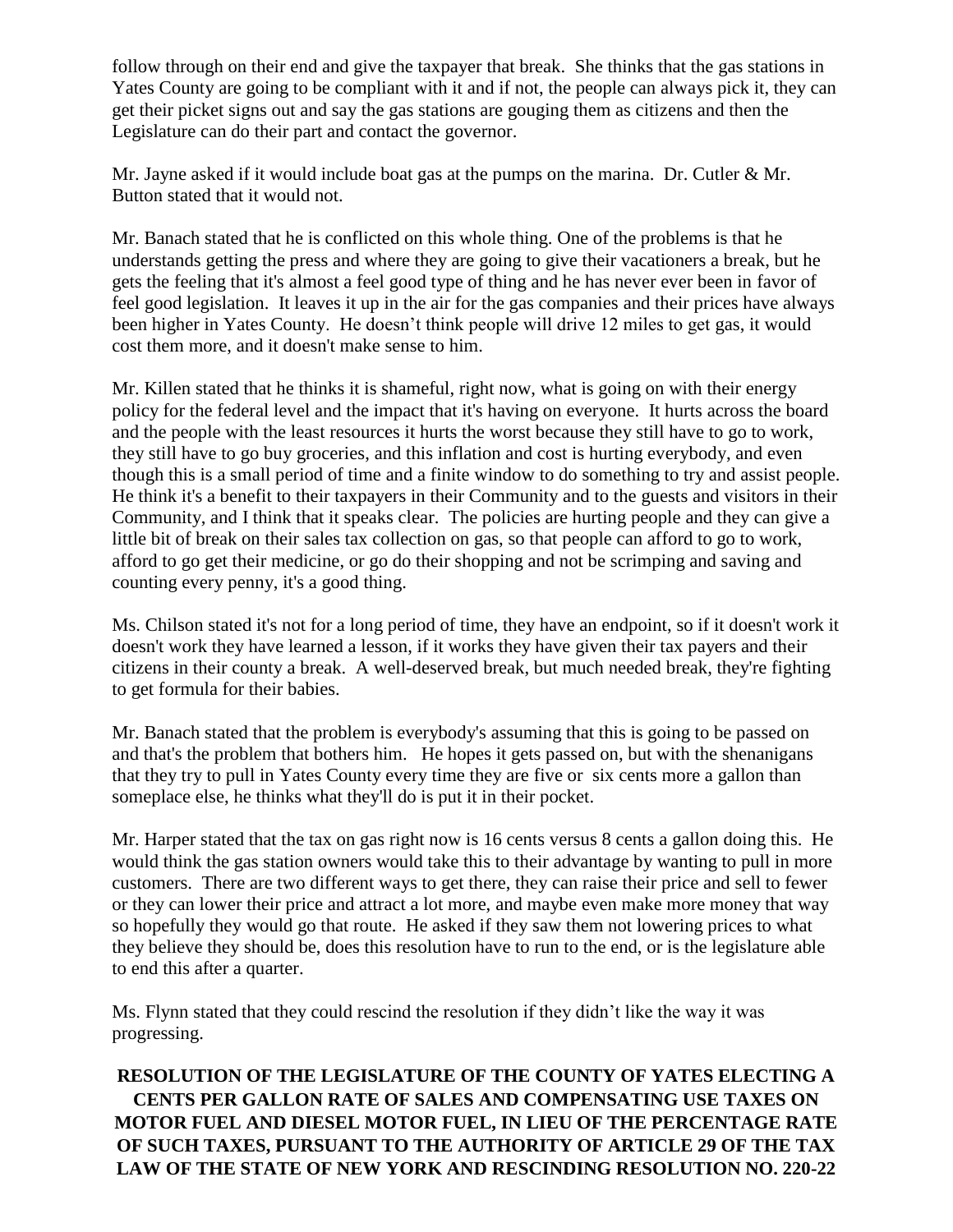follow through on their end and give the taxpayer that break. She thinks that the gas stations in Yates County are going to be compliant with it and if not, the people can always pick it, they can get their picket signs out and say the gas stations are gouging them as citizens and then the Legislature can do their part and contact the governor.

Mr. Jayne asked if it would include boat gas at the pumps on the marina. Dr. Cutler & Mr. Button stated that it would not.

Mr. Banach stated that he is conflicted on this whole thing. One of the problems is that he understands getting the press and where they are going to give their vacationers a break, but he gets the feeling that it's almost a feel good type of thing and he has never ever been in favor of feel good legislation. It leaves it up in the air for the gas companies and their prices have always been higher in Yates County. He doesn't think people will drive 12 miles to get gas, it would cost them more, and it doesn't make sense to him.

Mr. Killen stated that he thinks it is shameful, right now, what is going on with their energy policy for the federal level and the impact that it's having on everyone. It hurts across the board and the people with the least resources it hurts the worst because they still have to go to work, they still have to go buy groceries, and this inflation and cost is hurting everybody, and even though this is a small period of time and a finite window to do something to try and assist people. He think it's a benefit to their taxpayers in their Community and to the guests and visitors in their Community, and I think that it speaks clear. The policies are hurting people and they can give a little bit of break on their sales tax collection on gas, so that people can afford to go to work, afford to go get their medicine, or go do their shopping and not be scrimping and saving and counting every penny, it's a good thing.

Ms. Chilson stated it's not for a long period of time, they have an endpoint, so if it doesn't work it doesn't work they have learned a lesson, if it works they have given their tax payers and their citizens in their county a break. A well-deserved break, but much needed break, they're fighting to get formula for their babies.

Mr. Banach stated that the problem is everybody's assuming that this is going to be passed on and that's the problem that bothers him. He hopes it gets passed on, but with the shenanigans that they try to pull in Yates County every time they are five or six cents more a gallon than someplace else, he thinks what they'll do is put it in their pocket.

Mr. Harper stated that the tax on gas right now is 16 cents versus 8 cents a gallon doing this. He would think the gas station owners would take this to their advantage by wanting to pull in more customers. There are two different ways to get there, they can raise their price and sell to fewer or they can lower their price and attract a lot more, and maybe even make more money that way so hopefully they would go that route. He asked if they saw them not lowering prices to what they believe they should be, does this resolution have to run to the end, or is the legislature able to end this after a quarter.

Ms. Flynn stated that they could rescind the resolution if they didn't like the way it was progressing.

**RESOLUTION OF THE LEGISLATURE OF THE COUNTY OF YATES ELECTING A CENTS PER GALLON RATE OF SALES AND COMPENSATING USE TAXES ON MOTOR FUEL AND DIESEL MOTOR FUEL, IN LIEU OF THE PERCENTAGE RATE OF SUCH TAXES, PURSUANT TO THE AUTHORITY OF ARTICLE 29 OF THE TAX LAW OF THE STATE OF NEW YORK AND RESCINDING RESOLUTION NO. 220-22**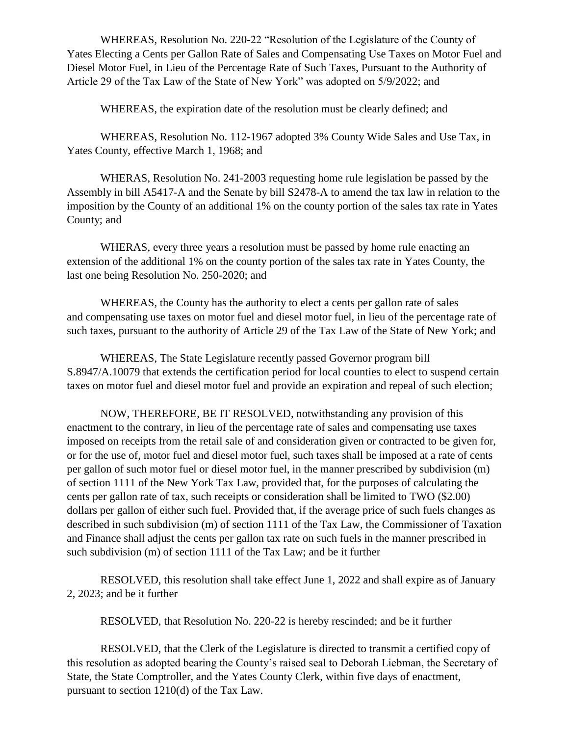WHEREAS, Resolution No. 220-22 "Resolution of the Legislature of the County of Yates Electing a Cents per Gallon Rate of Sales and Compensating Use Taxes on Motor Fuel and Diesel Motor Fuel, in Lieu of the Percentage Rate of Such Taxes, Pursuant to the Authority of Article 29 of the Tax Law of the State of New York" was adopted on 5/9/2022; and

WHEREAS, the expiration date of the resolution must be clearly defined; and

WHEREAS, Resolution No. 112-1967 adopted 3% County Wide Sales and Use Tax, in Yates County, effective March 1, 1968; and

WHERAS, Resolution No. 241-2003 requesting home rule legislation be passed by the Assembly in bill A5417-A and the Senate by bill S2478-A to amend the tax law in relation to the imposition by the County of an additional 1% on the county portion of the sales tax rate in Yates County; and

WHERAS, every three years a resolution must be passed by home rule enacting an extension of the additional 1% on the county portion of the sales tax rate in Yates County, the last one being Resolution No. 250-2020; and

WHEREAS, the County has the authority to elect a cents per gallon rate of sales and compensating use taxes on motor fuel and diesel motor fuel, in lieu of the percentage rate of such taxes, pursuant to the authority of Article 29 of the Tax Law of the State of New York; and

WHEREAS, The State Legislature recently passed Governor program bill S.8947/A.10079 that extends the certification period for local counties to elect to suspend certain taxes on motor fuel and diesel motor fuel and provide an expiration and repeal of such election;

NOW, THEREFORE, BE IT RESOLVED, notwithstanding any provision of this enactment to the contrary, in lieu of the percentage rate of sales and compensating use taxes imposed on receipts from the retail sale of and consideration given or contracted to be given for, or for the use of, motor fuel and diesel motor fuel, such taxes shall be imposed at a rate of cents per gallon of such motor fuel or diesel motor fuel, in the manner prescribed by subdivision (m) of section 1111 of the New York Tax Law, provided that, for the purposes of calculating the cents per gallon rate of tax, such receipts or consideration shall be limited to TWO ($2.00) dollars per gallon of either such fuel. Provided that, if the average price of such fuels changes as described in such subdivision (m) of section 1111 of the Tax Law, the Commissioner of Taxation and Finance shall adjust the cents per gallon tax rate on such fuels in the manner prescribed in such subdivision (m) of section 1111 of the Tax Law; and be it further

RESOLVED, this resolution shall take effect June 1, 2022 and shall expire as of January 2, 2023; and be it further

RESOLVED, that Resolution No. 220-22 is hereby rescinded; and be it further

RESOLVED, that the Clerk of the Legislature is directed to transmit a certified copy of this resolution as adopted bearing the County's raised seal to Deborah Liebman, the Secretary of State, the State Comptroller, and the Yates County Clerk, within five days of enactment, pursuant to section 1210(d) of the Tax Law.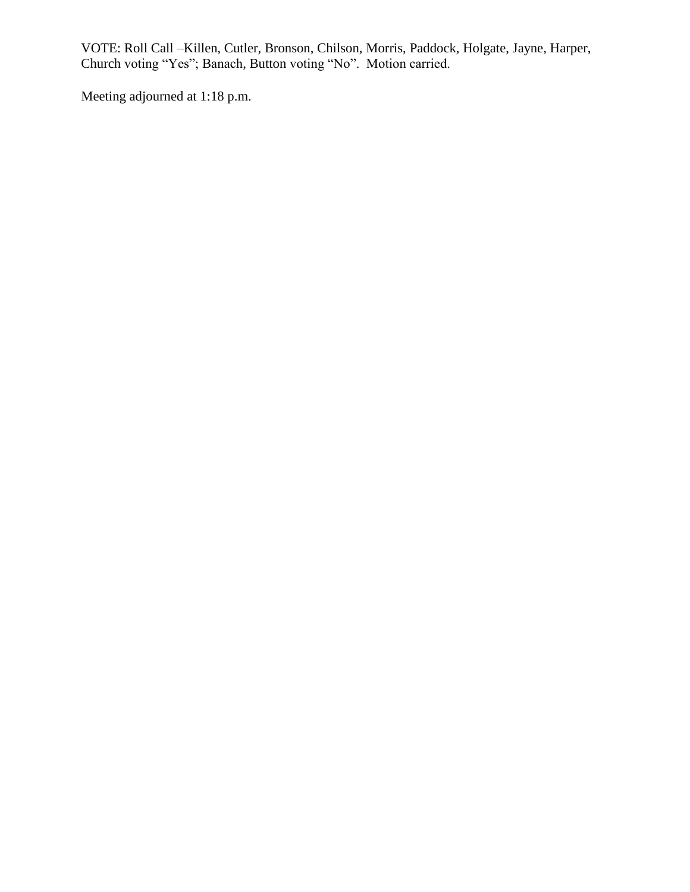VOTE: Roll Call –Killen, Cutler, Bronson, Chilson, Morris, Paddock, Holgate, Jayne, Harper, Church voting "Yes"; Banach, Button voting "No". Motion carried.

Meeting adjourned at 1:18 p.m.